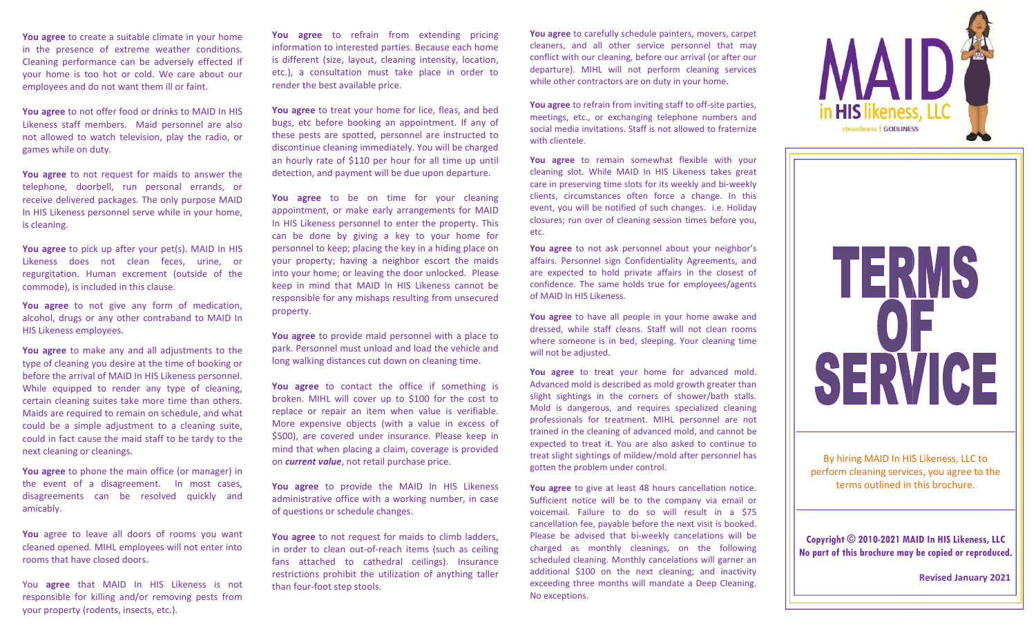**You agree** to create a suitable climate in your home in the presence of extreme weather conditions. Cleaning performance can be adversely effected if your home is too hot or cold. We care about our employees and do not want them ill or faint.

**You agree** to not offer food or drinks to MAID In HIS Likeness staff members. Maid personnel are also not allowed to watch television, play the radio, or games while on duty.

**You agree** to not request for maids to answer the telephone, doorbell, run personal errands, or receive delivered packages. The only purpose MAID In HIS Likeness personnel serve while in your home, is cleaning.

**You agree** to pick up after your pet(s). MAID In HIS Likeness does not clean feces, urine, or regurgitation. Human excrement (outside of the commode), is included in this clause.

**You agree** to not give any form of medication, alcohol, drugs or any other contraband to MAID In HIS Likeness employees.

**You agree** to make any and all adjustments to the type of cleaning you desire at the time of booking or before the arrival of MAID In HIS Likeness personnel. While equipped to render any type of cleaning, certain cleaning suites take more time than others. Maids are required to remain on schedule, and what could be a simple adjustment to a cleaning suite, could in fact cause the maid staff to be tardy to the next cleaning or cleanings.

**You agree** to phone the main office (or manager) in the event of a disagreement. In most cases, disagreements can be resolved quickly and amicably.

**You** agree to leave all doors of rooms you want cleaned opened. MIHL employees will not enter into rooms that have closed doors.

You **agree** that MAID In HIS Likeness is not responsible for killing and/or removing pests from your property (rodents, insects, etc.).

**You agree** to refrain from extending pricing information to interested parties. Because each home is different (size, layout, cleaning intensity, location, etc.), a consultation must take place in order to render the best available price.

**You agree** to treat your home for lice, fleas, and bed bugs, etc before booking an appointment. If any of these pests are spotted, personnel are instructed to discontinue cleaning immediately. You will be charged an hourly rate of $110 per hour for all time up until detection, and payment will be due upon departure.

**You agree** to be on time for your cleaning appointment, or make early arrangements for MAID In HIS Likeness personnel to enter the property. This can be done by giving a key to your home for personnel to keep; placing the key in a hiding place on your property; having a neighbor escort the maids into your home; or leaving the door unlocked. Please keep in mind that MAID In HIS Likeness cannot be responsible for any mishaps resulting from unsecured property.

**You agree** to provide maid personnel with a place to park. Personnel must unload and load the vehicle and long walking distances cut down on cleaning time.

**You agree** to contact the office if something is broken. MIHL will cover up to $100 for the cost to replace or repair an item when value is verifiable. More expensive objects (with a value in excess of $500), are covered under insurance. Please keep in mind that when placing a claim, coverage is provided on ***current value***, not retail purchase price.

**You agree** to provide the MAID In HIS Likeness administrative office with a working number, in case of questions or schedule changes.

**You agree** to not request for maids to climb ladders, in order to clean out-of-reach items (such as ceiling fans attached to cathedral ceilings). Insurance restrictions prohibit the utilization of anything taller than four-foot step stools.

**You agree** to carefully schedule painters, movers, carpet cleaners, and all other service personnel that may conflict with our cleaning, before our arrival (or after our departure). MIHL will not perform cleaning services while other contractors are on duty in your home.

**You agree** to refrain from inviting staff to off-site parties, meetings, etc., or exchanging telephone numbers and social media invitations. Staff is not allowed to fraternize with clientele.

**You agree** to remain somewhat flexible with your cleaning slot. While MAID In HIS Likeness takes great care in preserving time slots for its weekly and bi-weekly clients, circumstances often force a change. In this event, you will be notified of such changes. i.e. Holiday closures; run over of cleaning session times before you, etc.

**You agree** to not ask personnel about your neighbor's affairs. Personnel sign Confidentiality Agreements, and are expected to hold private affairs in the closest of confidence. The same holds true for employees/agents of MAID In HIS Likeness.

**You agree** to have all people in your home awake and dressed, while staff cleans. Staff will not clean rooms where someone is in bed, sleeping. Your cleaning time will not be adjusted.

**You agree** to treat your home for advanced mold. Advanced mold is described as mold growth greater than slight sightings in the corners of shower/bath stalls. Mold is dangerous, and requires specialized cleaning professionals for treatment. MIHL personnel are not trained in the cleaning of advanced mold, and cannot be expected to treat it. You are also asked to continue to treat slight sightings of mildew/mold after personnel has gotten the problem under control.

**You agree** to give at least 48 hours cancellation notice. Sufficient notice will be to the company via email or voicemail. Failure to do so will result in a $75 cancellation fee, payable before the next visit is booked. Please be advised that bi-weekly cancelations will be charged as monthly cleanings, on the following scheduled cleaning. Monthly cancellations will garner an additional $100 on the next cleaning; and inactivity exceeding three months will mandate a Deep Cleaning. No exceptions.

MAID in HIS likeness, LLC

cleanliness | GODLINESS

# TERMS OF SERVICE

By hiring MAID In HIS Likeness, LLC to perform cleaning services, you agree to the terms outlined in this brochure.

**Copyright © 2010-2021 MAID In HIS Likeness, LLC**
**No part of this brochure may be copied or reproduced.**

**Revised January 2021**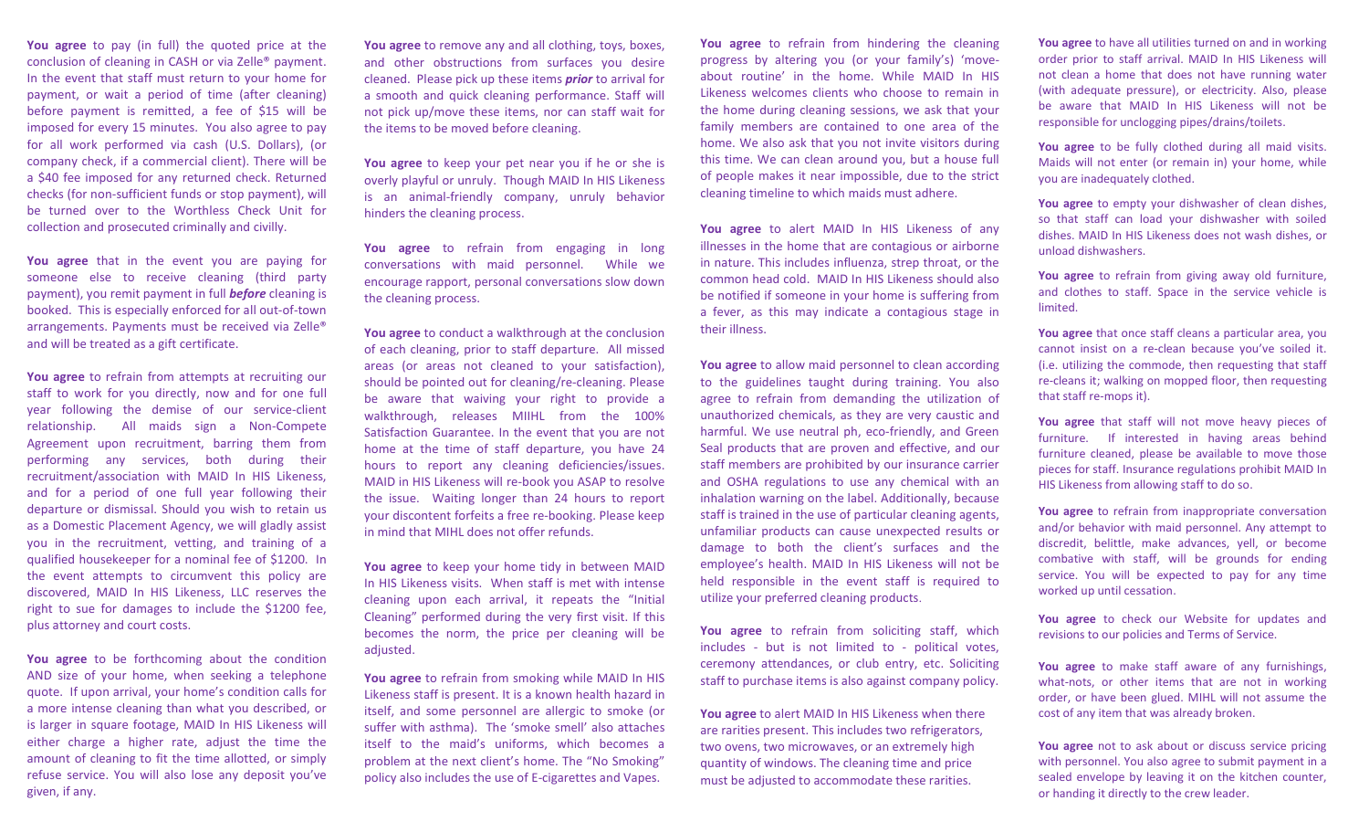**You agree** to pay (in full) the quoted price at the conclusion of cleaning in CASH or via Zelle® payment. In the event that staff must return to your home for payment, or wait a period of time (after cleaning) before payment is remitted, a fee of $15 will be imposed for every 15 minutes. You also agree to pay for all work performed via cash (U.S. Dollars), (or company check, if a commercial client). There will be a $40 fee imposed for any returned check. Returned checks (for non-sufficient funds or stop payment), will be turned over to the Worthless Check Unit for collection and prosecuted criminally and civilly.

**You agree** that in the event you are paying for someone else to receive cleaning (third party payment), you remit payment in full ***before*** cleaning is booked. This is especially enforced for all out-of-town arrangements. Payments must be received via Zelle® and will be treated as a gift certificate.

**You agree** to refrain from attempts at recruiting our staff to work for you directly, now and for one full year following the demise of our service-client relationship. All maids sign a Non-Compete Agreement upon recruitment, barring them from performing any services, both during their recruitment/association with MAID In HIS Likeness, and for a period of one full year following their departure or dismissal. Should you wish to retain us as a Domestic Placement Agency, we will gladly assist you in the recruitment, vetting, and training of a qualified housekeeper for a nominal fee of $1200. In the event attempts to circumvent this policy are discovered, MAID In HIS Likeness, LLC reserves the right to sue for damages to include the $1200 fee, plus attorney and court costs.

**You agree** to be forthcoming about the condition AND size of your home, when seeking a telephone quote. If upon arrival, your home's condition calls for a more intense cleaning than what you described, or is larger in square footage, MAID In HIS Likeness will either charge a higher rate, adjust the time the amount of cleaning to fit the time allotted, or simply refuse service. You will also lose any deposit you've given, if any.

**You agree** to remove any and all clothing, toys, boxes, and other obstructions from surfaces you desire cleaned. Please pick up these items ***prior*** to arrival for a smooth and quick cleaning performance. Staff will not pick up/move these items, nor can staff wait for the items to be moved before cleaning.

**You agree** to keep your pet near you if he or she is overly playful or unruly. Though MAID In HIS Likeness is an animal-friendly company, unruly behavior hinders the cleaning process.

**You agree** to refrain from engaging in long conversations with maid personnel. While we encourage rapport, personal conversations slow down the cleaning process.

**You agree** to conduct a walkthrough at the conclusion of each cleaning, prior to staff departure. All missed areas (or areas not cleaned to your satisfaction), should be pointed out for cleaning/re-cleaning. Please be aware that waiving your right to provide a walkthrough, releases MIIHL from the 100% Satisfaction Guarantee. In the event that you are not home at the time of staff departure, you have 24 hours to report any cleaning deficiencies/issues. MAID in HIS Likeness will re-book you ASAP to resolve the issue. Waiting longer than 24 hours to report your discontent forfeits a free re-booking. Please keep in mind that MIHL does not offer refunds.

**You agree** to keep your home tidy in between MAID In HIS Likeness visits. When staff is met with intense cleaning upon each arrival, it repeats the "Initial Cleaning" performed during the very first visit. If this becomes the norm, the price per cleaning will be adjusted.

**You agree** to refrain from smoking while MAID In HIS Likeness staff is present. It is a known health hazard in itself, and some personnel are allergic to smoke (or suffer with asthma). The 'smoke smell' also attaches itself to the maid's uniforms, which becomes a problem at the next client's home. The "No Smoking" policy also includes the use of E-cigarettes and Vapes.

**You agree** to refrain from hindering the cleaning progress by altering you (or your family's) 'move-about routine' in the home. While MAID In HIS Likeness welcomes clients who choose to remain in the home during cleaning sessions, we ask that your family members are contained to one area of the home. We also ask that you not invite visitors during this time. We can clean around you, but a house full of people makes it near impossible, due to the strict cleaning timeline to which maids must adhere.

**You agree** to alert MAID In HIS Likeness of any illnesses in the home that are contagious or airborne in nature. This includes influenza, strep throat, or the common head cold. MAID In HIS Likeness should also be notified if someone in your home is suffering from a fever, as this may indicate a contagious stage in their illness.

**You agree** to allow maid personnel to clean according to the guidelines taught during training. You also agree to refrain from demanding the utilization of unauthorized chemicals, as they are very caustic and harmful. We use neutral ph, eco-friendly, and Green Seal products that are proven and effective, and our staff members are prohibited by our insurance carrier and OSHA regulations to use any chemical with an inhalation warning on the label. Additionally, because staff is trained in the use of particular cleaning agents, unfamiliar products can cause unexpected results or damage to both the client's surfaces and the employee's health. MAID In HIS Likeness will not be held responsible in the event staff is required to utilize your preferred cleaning products.

**You agree** to refrain from soliciting staff, which includes - but is not limited to - political votes, ceremony attendances, or club entry, etc. Soliciting staff to purchase items is also against company policy.

**You agree** to alert MAID In HIS Likeness when there are rarities present. This includes two refrigerators, two ovens, two microwaves, or an extremely high quantity of windows. The cleaning time and price must be adjusted to accommodate these rarities.

**You agree** to have all utilities turned on and in working order prior to staff arrival. MAID In HIS Likeness will not clean a home that does not have running water (with adequate pressure), or electricity. Also, please be aware that MAID In HIS Likeness will not be responsible for unclogging pipes/drains/toilets.

**You agree** to be fully clothed during all maid visits. Maids will not enter (or remain in) your home, while you are inadequately clothed.

**You agree** to empty your dishwasher of clean dishes, so that staff can load your dishwasher with soiled dishes. MAID In HIS Likeness does not wash dishes, or unload dishwashers.

**You agree** to refrain from giving away old furniture, and clothes to staff. Space in the service vehicle is limited.

**You agree** that once staff cleans a particular area, you cannot insist on a re-clean because you've soiled it. (i.e. utilizing the commode, then requesting that staff re-cleans it; walking on mopped floor, then requesting that staff re-mops it).

**You agree** that staff will not move heavy pieces of furniture. If interested in having areas behind furniture cleaned, please be available to move those pieces for staff. Insurance regulations prohibit MAID In HIS Likeness from allowing staff to do so.

**You agree** to refrain from inappropriate conversation and/or behavior with maid personnel. Any attempt to discredit, belittle, make advances, yell, or become combative with staff, will be grounds for ending service. You will be expected to pay for any time worked up until cessation.

**You agree** to check our Website for updates and revisions to our policies and Terms of Service.

**You agree** to make staff aware of any furnishings, what-nots, or other items that are not in working order, or have been glued. MIHL will not assume the cost of any item that was already broken.

**You agree** not to ask about or discuss service pricing with personnel. You also agree to submit payment in a sealed envelope by leaving it on the kitchen counter, or handing it directly to the crew leader.